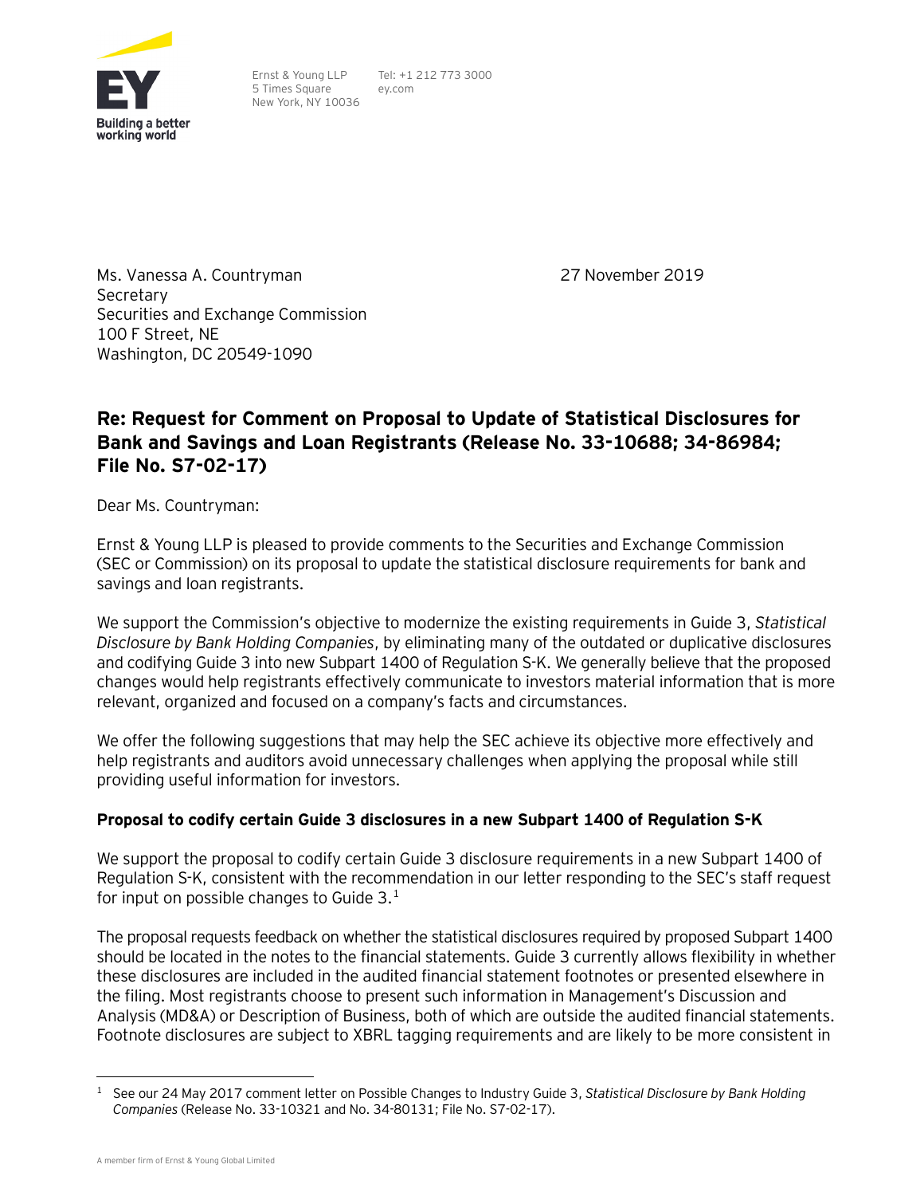Building a better working world

Ernst & Young LLP
5 Times Square
New York, NY 10036

Tel: +1 212 773 3000
ey.com

Ms. Vanessa A. Countryman
Secretary
Securities and Exchange Commission
100 F Street, NE
Washington, DC 20549-1090

27 November 2019

**Re: Request for Comment on Proposal to Update of Statistical Disclosures for Bank and Savings and Loan Registrants (Release No. 33-10688; 34-86984; File No. S7-02-17)**

Dear Ms. Countryman:

Ernst & Young LLP is pleased to provide comments to the Securities and Exchange Commission (SEC or Commission) on its proposal to update the statistical disclosure requirements for bank and savings and loan registrants.

We support the Commission's objective to modernize the existing requirements in Guide 3, *Statistical Disclosure by Bank Holding Companies*, by eliminating many of the outdated or duplicative disclosures and codifying Guide 3 into new Subpart 1400 of Regulation S-K. We generally believe that the proposed changes would help registrants effectively communicate to investors material information that is more relevant, organized and focused on a company's facts and circumstances.

We offer the following suggestions that may help the SEC achieve its objective more effectively and help registrants and auditors avoid unnecessary challenges when applying the proposal while still providing useful information for investors.

**Proposal to codify certain Guide 3 disclosures in a new Subpart 1400 of Regulation S-K**

We support the proposal to codify certain Guide 3 disclosure requirements in a new Subpart 1400 of Regulation S-K, consistent with the recommendation in our letter responding to the SEC's staff request for input on possible changes to Guide 3.[1]

The proposal requests feedback on whether the statistical disclosures required by proposed Subpart 1400 should be located in the notes to the financial statements. Guide 3 currently allows flexibility in whether these disclosures are included in the audited financial statement footnotes or presented elsewhere in the filing. Most registrants choose to present such information in Management's Discussion and Analysis (MD&A) or Description of Business, both of which are outside the audited financial statements. Footnote disclosures are subject to XBRL tagging requirements and are likely to be more consistent in

[1] See our 24 May 2017 comment letter on Possible Changes to Industry Guide 3, *Statistical Disclosure by Bank Holding Companies* (Release No. 33-10321 and No. 34-80131; File No. S7-02-17).

A member firm of Ernst & Young Global Limited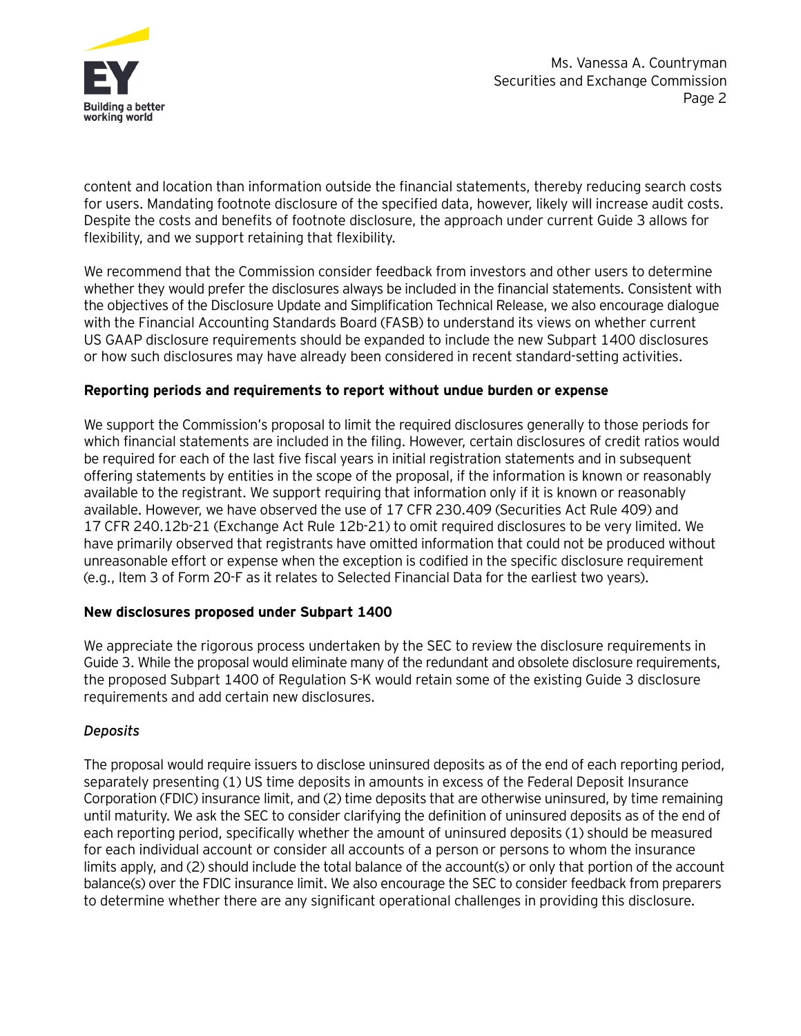content and location than information outside the financial statements, thereby reducing search costs for users. Mandating footnote disclosure of the specified data, however, likely will increase audit costs. Despite the costs and benefits of footnote disclosure, the approach under current Guide 3 allows for flexibility, and we support retaining that flexibility.

We recommend that the Commission consider feedback from investors and other users to determine whether they would prefer the disclosures always be included in the financial statements. Consistent with the objectives of the Disclosure Update and Simplification Technical Release, we also encourage dialogue with the Financial Accounting Standards Board (FASB) to understand its views on whether current US GAAP disclosure requirements should be expanded to include the new Subpart 1400 disclosures or how such disclosures may have already been considered in recent standard-setting activities.

**Reporting periods and requirements to report without undue burden or expense**

We support the Commission's proposal to limit the required disclosures generally to those periods for which financial statements are included in the filing. However, certain disclosures of credit ratios would be required for each of the last five fiscal years in initial registration statements and in subsequent offering statements by entities in the scope of the proposal, if the information is known or reasonably available to the registrant. We support requiring that information only if it is known or reasonably available. However, we have observed the use of 17 CFR 230.409 (Securities Act Rule 409) and 17 CFR 240.12b-21 (Exchange Act Rule 12b-21) to omit required disclosures to be very limited. We have primarily observed that registrants have omitted information that could not be produced without unreasonable effort or expense when the exception is codified in the specific disclosure requirement (e.g., Item 3 of Form 20-F as it relates to Selected Financial Data for the earliest two years).

**New disclosures proposed under Subpart 1400**

We appreciate the rigorous process undertaken by the SEC to review the disclosure requirements in Guide 3. While the proposal would eliminate many of the redundant and obsolete disclosure requirements, the proposed Subpart 1400 of Regulation S-K would retain some of the existing Guide 3 disclosure requirements and add certain new disclosures.

*Deposits*

The proposal would require issuers to disclose uninsured deposits as of the end of each reporting period, separately presenting (1) US time deposits in amounts in excess of the Federal Deposit Insurance Corporation (FDIC) insurance limit, and (2) time deposits that are otherwise uninsured, by time remaining until maturity. We ask the SEC to consider clarifying the definition of uninsured deposits as of the end of each reporting period, specifically whether the amount of uninsured deposits (1) should be measured for each individual account or consider all accounts of a person or persons to whom the insurance limits apply, and (2) should include the total balance of the account(s) or only that portion of the account balance(s) over the FDIC insurance limit. We also encourage the SEC to consider feedback from preparers to determine whether there are any significant operational challenges in providing this disclosure.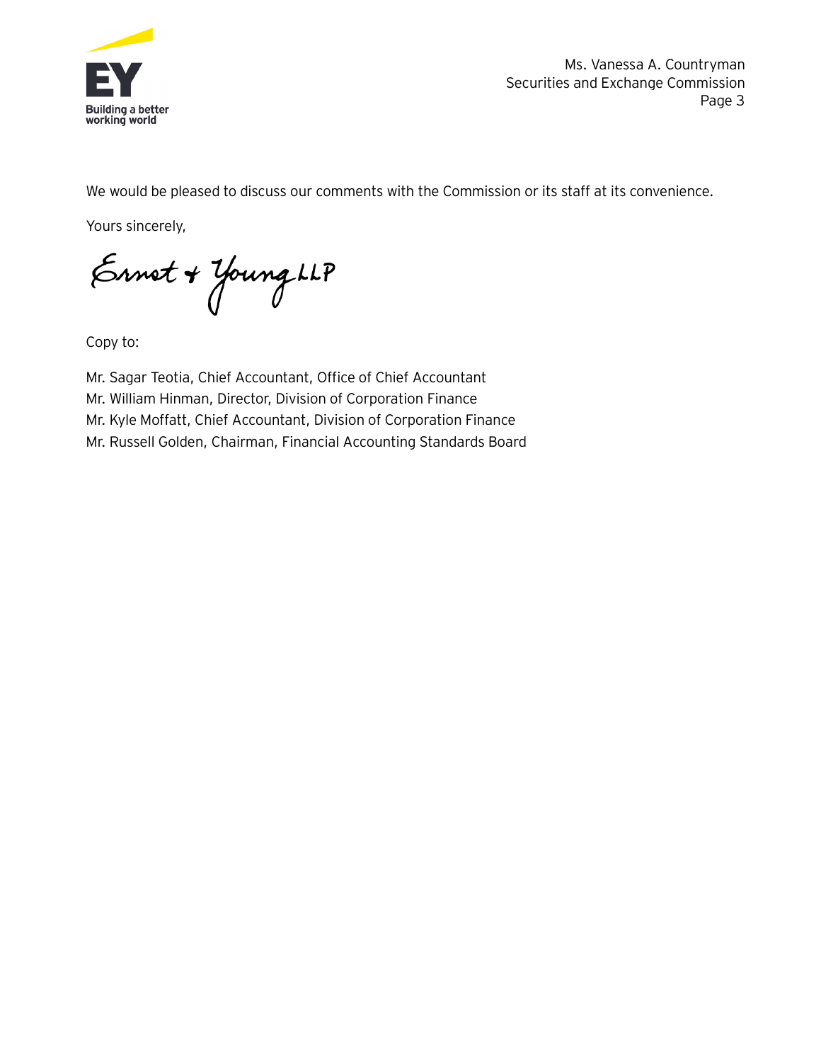We would be pleased to discuss our comments with the Commission or its staff at its convenience.

Yours sincerely,

Ernst + Young LLP

Copy to:

Mr. Sagar Teotia, Chief Accountant, Office of Chief Accountant
Mr. William Hinman, Director, Division of Corporation Finance
Mr. Kyle Moffatt, Chief Accountant, Division of Corporation Finance
Mr. Russell Golden, Chairman, Financial Accounting Standards Board